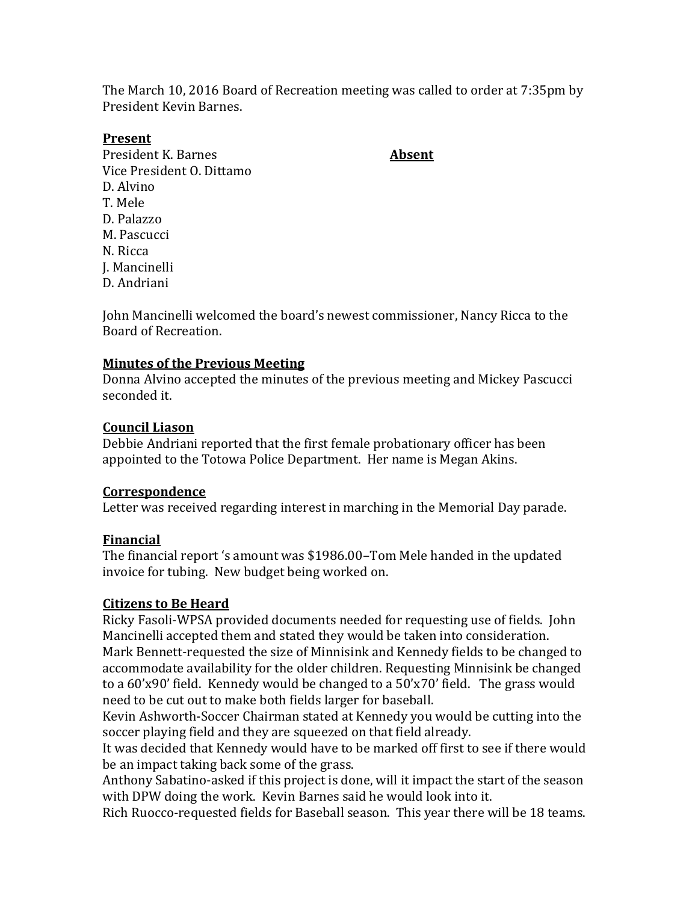The March 10, 2016 Board of Recreation meeting was called to order at 7:35pm by President Kevin Barnes.

**Present**

President K. Barnes
Vice President O. Dittamo
D. Alvino
T. Mele
D. Palazzo
M. Pascucci
N. Ricca
J. Mancinelli
D. Andriani

**Absent**

John Mancinelli welcomed the board's newest commissioner, Nancy Ricca to the Board of Recreation.

**Minutes of the Previous Meeting**

Donna Alvino accepted the minutes of the previous meeting and Mickey Pascucci seconded it.

**Council Liason**

Debbie Andriani reported that the first female probationary officer has been appointed to the Totowa Police Department. Her name is Megan Akins.

**Correspondence**

Letter was received regarding interest in marching in the Memorial Day parade.

**Financial**

The financial report 's amount was $1986.00–Tom Mele handed in the updated invoice for tubing. New budget being worked on.

**Citizens to Be Heard**

Ricky Fasoli-WPSA provided documents needed for requesting use of fields. John Mancinelli accepted them and stated they would be taken into consideration.
Mark Bennett-requested the size of Minnisink and Kennedy fields to be changed to accommodate availability for the older children. Requesting Minnisink be changed to a 60'x90' field. Kennedy would be changed to a 50'x70' field. The grass would need to be cut out to make both fields larger for baseball.
Kevin Ashworth-Soccer Chairman stated at Kennedy you would be cutting into the soccer playing field and they are squeezed on that field already.
It was decided that Kennedy would have to be marked off first to see if there would be an impact taking back some of the grass.
Anthony Sabatino-asked if this project is done, will it impact the start of the season with DPW doing the work. Kevin Barnes said he would look into it.
Rich Ruocco-requested fields for Baseball season. This year there will be 18 teams.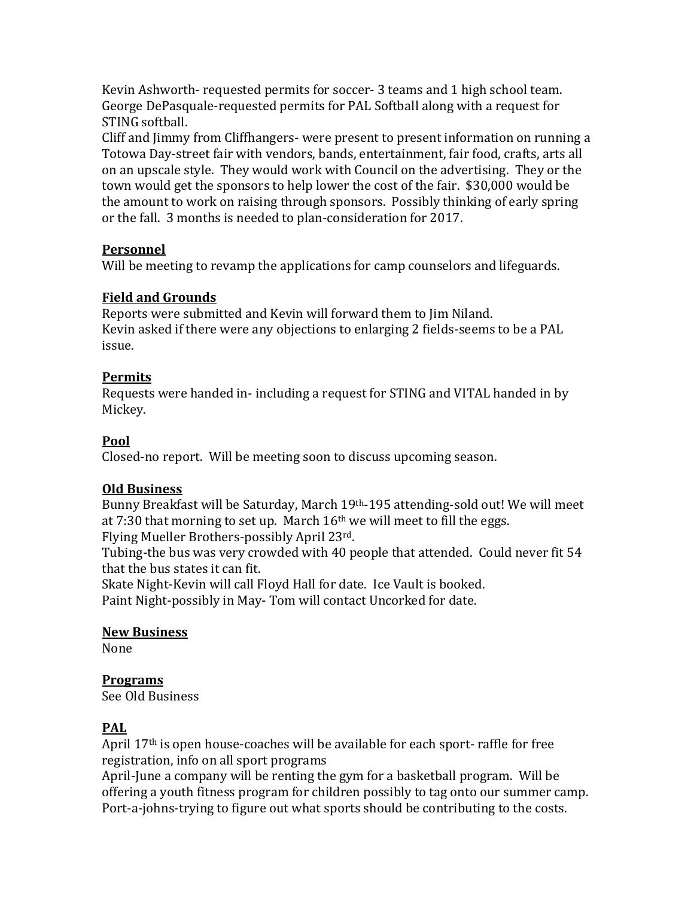Kevin Ashworth- requested permits for soccer- 3 teams and 1 high school team.
George DePasquale-requested permits for PAL Softball along with a request for STING softball.
Cliff and Jimmy from Cliffhangers- were present to present information on running a Totowa Day-street fair with vendors, bands, entertainment, fair food, crafts, arts all on an upscale style. They would work with Council on the advertising. They or the town would get the sponsors to help lower the cost of the fair. $30,000 would be the amount to work on raising through sponsors. Possibly thinking of early spring or the fall. 3 months is needed to plan-consideration for 2017.

**Personnel**
Will be meeting to revamp the applications for camp counselors and lifeguards.

**Field and Grounds**
Reports were submitted and Kevin will forward them to Jim Niland.
Kevin asked if there were any objections to enlarging 2 fields-seems to be a PAL issue.

**Permits**
Requests were handed in- including a request for STING and VITAL handed in by Mickey.

**Pool**
Closed-no report. Will be meeting soon to discuss upcoming season.

**Old Business**
Bunny Breakfast will be Saturday, March 19th-195 attending-sold out! We will meet at 7:30 that morning to set up. March 16th we will meet to fill the eggs.
Flying Mueller Brothers-possibly April 23rd.
Tubing-the bus was very crowded with 40 people that attended. Could never fit 54 that the bus states it can fit.
Skate Night-Kevin will call Floyd Hall for date. Ice Vault is booked.
Paint Night-possibly in May- Tom will contact Uncorked for date.

**New Business**
None

**Programs**
See Old Business

**PAL**
April 17th is open house-coaches will be available for each sport- raffle for free registration, info on all sport programs
April-June a company will be renting the gym for a basketball program. Will be offering a youth fitness program for children possibly to tag onto our summer camp.
Port-a-johns-trying to figure out what sports should be contributing to the costs.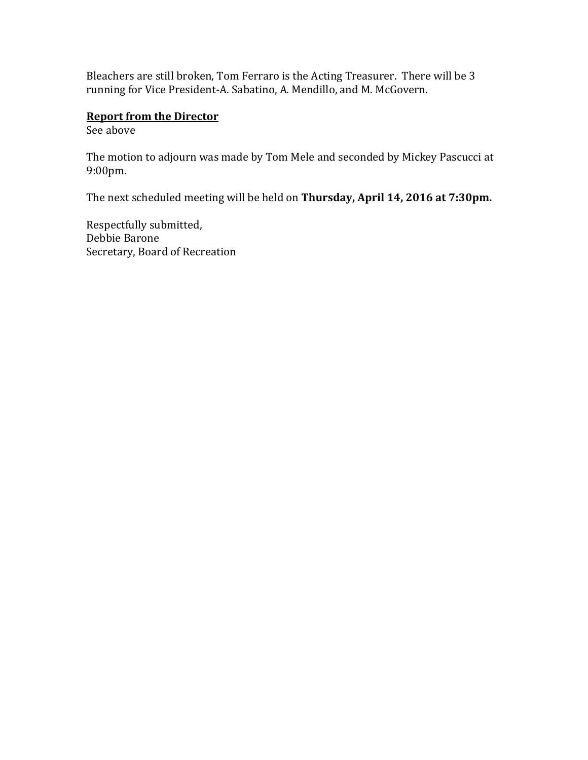Bleachers are still broken, Tom Ferraro is the Acting Treasurer. There will be 3 running for Vice President-A. Sabatino, A. Mendillo, and M. McGovern.

**<u>Report from the Director</u>**
See above

The motion to adjourn was made by Tom Mele and seconded by Mickey Pascucci at 9:00pm.

The next scheduled meeting will be held on **Thursday, April 14, 2016 at 7:30pm.**

Respectfully submitted,
Debbie Barone
Secretary, Board of Recreation